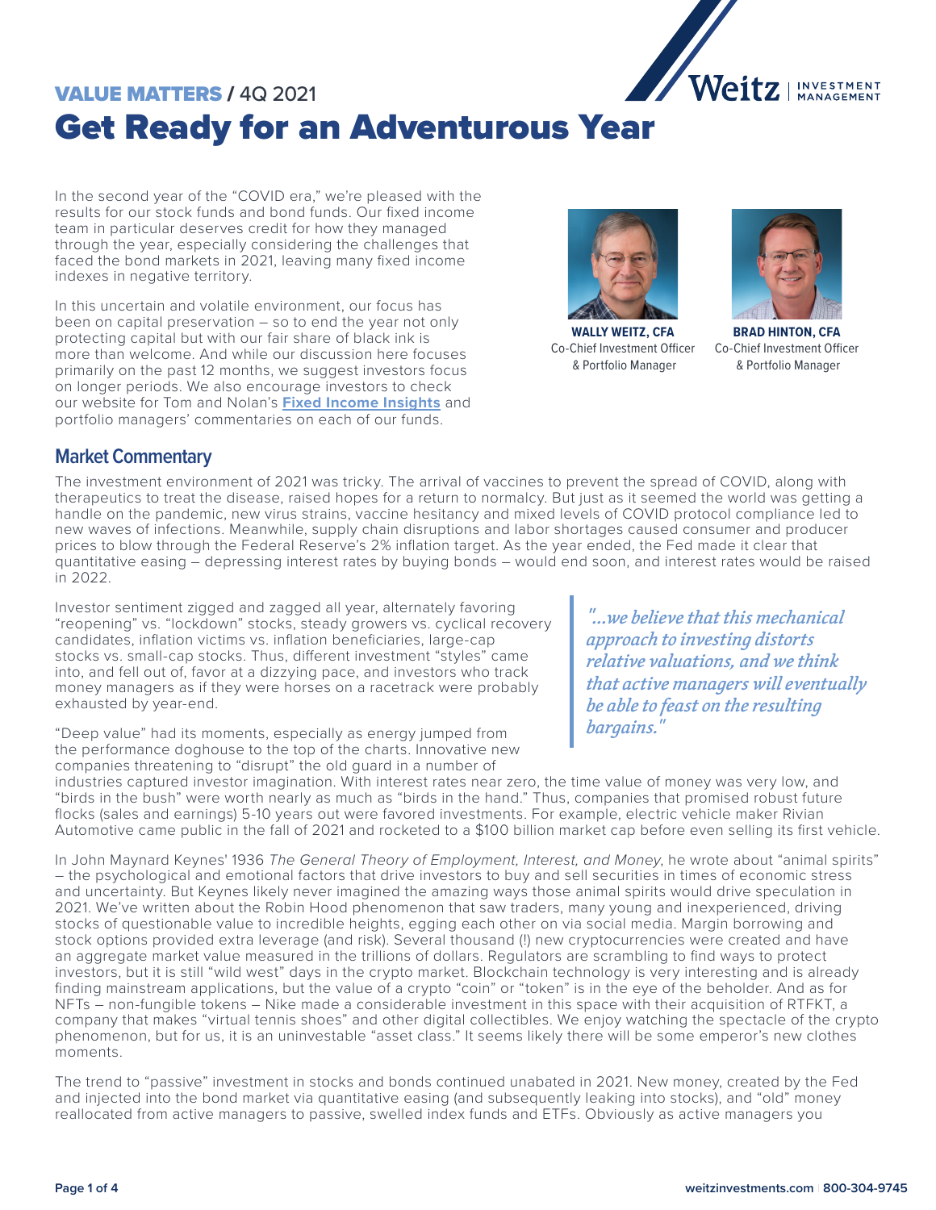VALUE MATTERS / 4Q 2021

# Get Ready for an Adventurous Year

In the second year of the "COVID era," we're pleased with the results for our stock funds and bond funds. Our fixed income team in particular deserves credit for how they managed through the year, especially considering the challenges that faced the bond markets in 2021, leaving many fixed income indexes in negative territory.

In this uncertain and volatile environment, our focus has been on capital preservation – so to end the year not only protecting capital but with our fair share of black ink is more than welcome. And while our discussion here focuses primarily on the past 12 months, we suggest investors focus on longer periods. We also encourage investors to check our website for Tom and Nolan's **Fixed Income Insights** and portfolio managers' commentaries on each of our funds.

**WALLY WEITZ, CFA**
Co-Chief Investment Officer & Portfolio Manager

**BRAD HINTON, CFA**
Co-Chief Investment Officer & Portfolio Manager

## Market Commentary

The investment environment of 2021 was tricky. The arrival of vaccines to prevent the spread of COVID, along with therapeutics to treat the disease, raised hopes for a return to normalcy. But just as it seemed the world was getting a handle on the pandemic, new virus strains, vaccine hesitancy and mixed levels of COVID protocol compliance led to new waves of infections. Meanwhile, supply chain disruptions and labor shortages caused consumer and producer prices to blow through the Federal Reserve's 2% inflation target. As the year ended, the Fed made it clear that quantitative easing – depressing interest rates by buying bonds – would end soon, and interest rates would be raised in 2022.

Investor sentiment zigged and zagged all year, alternately favoring "reopening" vs. "lockdown" stocks, steady growers vs. cyclical recovery candidates, inflation victims vs. inflation beneficiaries, large-cap stocks vs. small-cap stocks. Thus, different investment "styles" came into, and fell out of, favor at a dizzying pace, and investors who track money managers as if they were horses on a racetrack were probably exhausted by year-end.

> *"...we believe that this mechanical approach to investing distorts relative valuations, and we think that active managers will eventually be able to feast on the resulting bargains."*

"Deep value" had its moments, especially as energy jumped from the performance doghouse to the top of the charts. Innovative new companies threatening to "disrupt" the old guard in a number of industries captured investor imagination. With interest rates near zero, the time value of money was very low, and "birds in the bush" were worth nearly as much as "birds in the hand." Thus, companies that promised robust future flocks (sales and earnings) 5-10 years out were favored investments. For example, electric vehicle maker Rivian Automotive came public in the fall of 2021 and rocketed to a $100 billion market cap before even selling its first vehicle.

In John Maynard Keynes' 1936 *The General Theory of Employment, Interest, and Money*, he wrote about "animal spirits" – the psychological and emotional factors that drive investors to buy and sell securities in times of economic stress and uncertainty. But Keynes likely never imagined the amazing ways those animal spirits would drive speculation in 2021. We've written about the Robin Hood phenomenon that saw traders, many young and inexperienced, driving stocks of questionable value to incredible heights, egging each other on via social media. Margin borrowing and stock options provided extra leverage (and risk). Several thousand (!) new cryptocurrencies were created and have an aggregate market value measured in the trillions of dollars. Regulators are scrambling to find ways to protect investors, but it is still "wild west" days in the crypto market. Blockchain technology is very interesting and is already finding mainstream applications, but the value of a crypto "coin" or "token" is in the eye of the beholder. And as for NFTs – non-fungible tokens – Nike made a considerable investment in this space with their acquisition of RTFKT, a company that makes "virtual tennis shoes" and other digital collectibles. We enjoy watching the spectacle of the crypto phenomenon, but for us, it is an uninvestable "asset class." It seems likely there will be some emperor's new clothes moments.

The trend to "passive" investment in stocks and bonds continued unabated in 2021. New money, created by the Fed and injected into the bond market via quantitative easing (and subsequently leaking into stocks), and "old" money reallocated from active managers to passive, swelled index funds and ETFs. Obviously as active managers you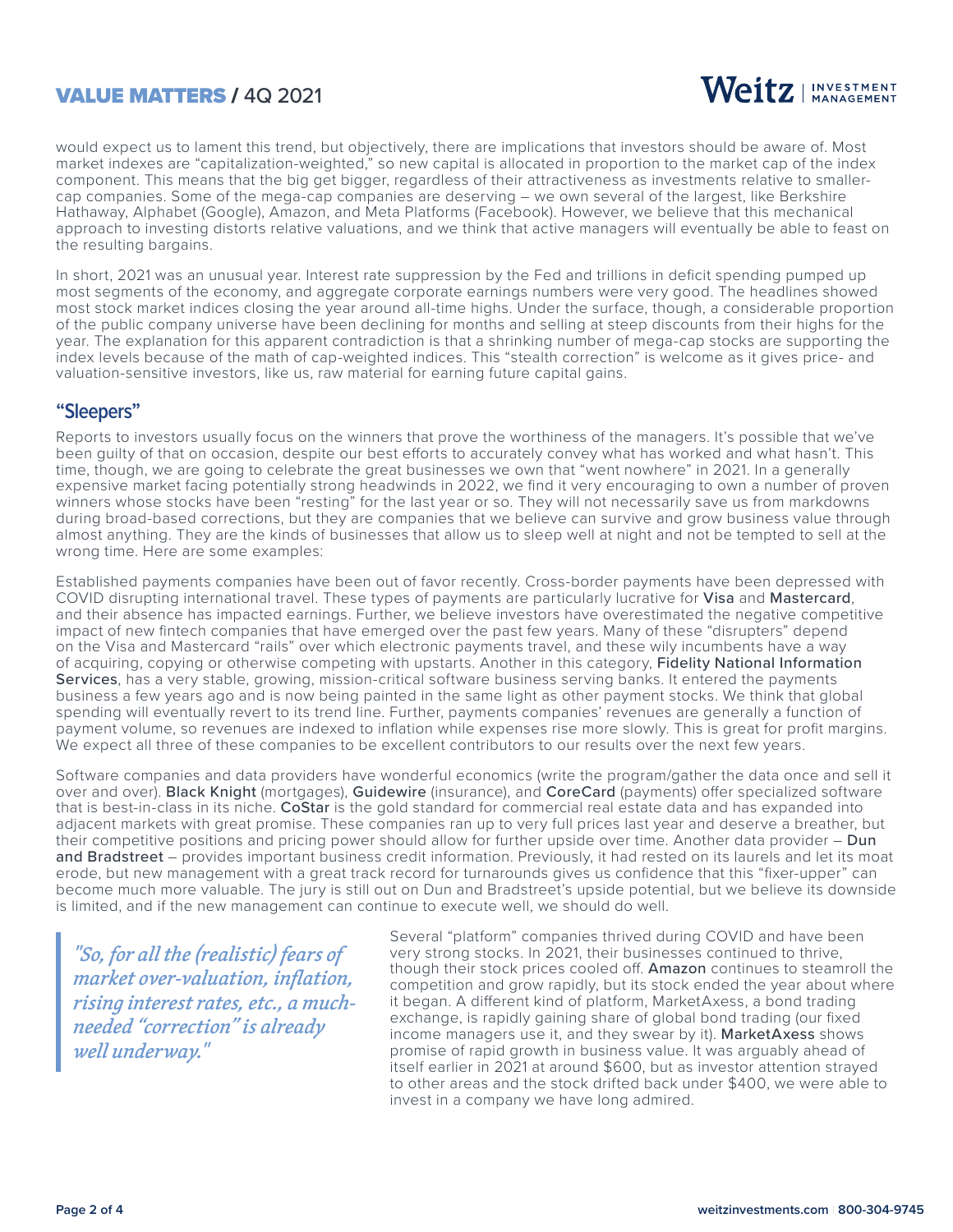would expect us to lament this trend, but objectively, there are implications that investors should be aware of. Most market indexes are "capitalization-weighted," so new capital is allocated in proportion to the market cap of the index component. This means that the big get bigger, regardless of their attractiveness as investments relative to smaller-cap companies. Some of the mega-cap companies are deserving – we own several of the largest, like Berkshire Hathaway, Alphabet (Google), Amazon, and Meta Platforms (Facebook). However, we believe that this mechanical approach to investing distorts relative valuations, and we think that active managers will eventually be able to feast on the resulting bargains.

In short, 2021 was an unusual year. Interest rate suppression by the Fed and trillions in deficit spending pumped up most segments of the economy, and aggregate corporate earnings numbers were very good. The headlines showed most stock market indices closing the year around all-time highs. Under the surface, though, a considerable proportion of the public company universe have been declining for months and selling at steep discounts from their highs for the year. The explanation for this apparent contradiction is that a shrinking number of mega-cap stocks are supporting the index levels because of the math of cap-weighted indices. This "stealth correction" is welcome as it gives price- and valuation-sensitive investors, like us, raw material for earning future capital gains.

## "Sleepers"

Reports to investors usually focus on the winners that prove the worthiness of the managers. It's possible that we've been guilty of that on occasion, despite our best efforts to accurately convey what has worked and what hasn't. This time, though, we are going to celebrate the great businesses we own that "went nowhere" in 2021. In a generally expensive market facing potentially strong headwinds in 2022, we find it very encouraging to own a number of proven winners whose stocks have been "resting" for the last year or so. They will not necessarily save us from markdowns during broad-based corrections, but they are companies that we believe can survive and grow business value through almost anything. They are the kinds of businesses that allow us to sleep well at night and not be tempted to sell at the wrong time. Here are some examples:

Established payments companies have been out of favor recently. Cross-border payments have been depressed with COVID disrupting international travel. These types of payments are particularly lucrative for **Visa** and **Mastercard**, and their absence has impacted earnings. Further, we believe investors have overestimated the negative competitive impact of new fintech companies that have emerged over the past few years. Many of these "disrupters" depend on the Visa and Mastercard "rails" over which electronic payments travel, and these wily incumbents have a way of acquiring, copying or otherwise competing with upstarts. Another in this category, **Fidelity National Information Services**, has a very stable, growing, mission-critical software business serving banks. It entered the payments business a few years ago and is now being painted in the same light as other payment stocks. We think that global spending will eventually revert to its trend line. Further, payments companies' revenues are generally a function of payment volume, so revenues are indexed to inflation while expenses rise more slowly. This is great for profit margins. We expect all three of these companies to be excellent contributors to our results over the next few years.

Software companies and data providers have wonderful economics (write the program/gather the data once and sell it over and over). **Black Knight** (mortgages), **Guidewire** (insurance), and **CoreCard** (payments) offer specialized software that is best-in-class in its niche. **CoStar** is the gold standard for commercial real estate data and has expanded into adjacent markets with great promise. These companies ran up to very full prices last year and deserve a breather, but their competitive positions and pricing power should allow for further upside over time. Another data provider – **Dun and Bradstreet** – provides important business credit information. Previously, it had rested on its laurels and let its moat erode, but new management with a great track record for turnarounds gives us confidence that this "fixer-upper" can become much more valuable. The jury is still out on Dun and Bradstreet's upside potential, but we believe its downside is limited, and if the new management can continue to execute well, we should do well.

> *"So, for all the (realistic) fears of market over-valuation, inflation, rising interest rates, etc., a much-needed "correction" is already well underway."*

Several "platform" companies thrived during COVID and have been very strong stocks. In 2021, their businesses continued to thrive, though their stock prices cooled off. **Amazon** continues to steamroll the competition and grow rapidly, but its stock ended the year about where it began. A different kind of platform, MarketAxess, a bond trading exchange, is rapidly gaining share of global bond trading (our fixed income managers use it, and they swear by it). **MarketAxess** shows promise of rapid growth in business value. It was arguably ahead of itself earlier in 2021 at around $600, but as investor attention strayed to other areas and the stock drifted back under $400, we were able to invest in a company we have long admired.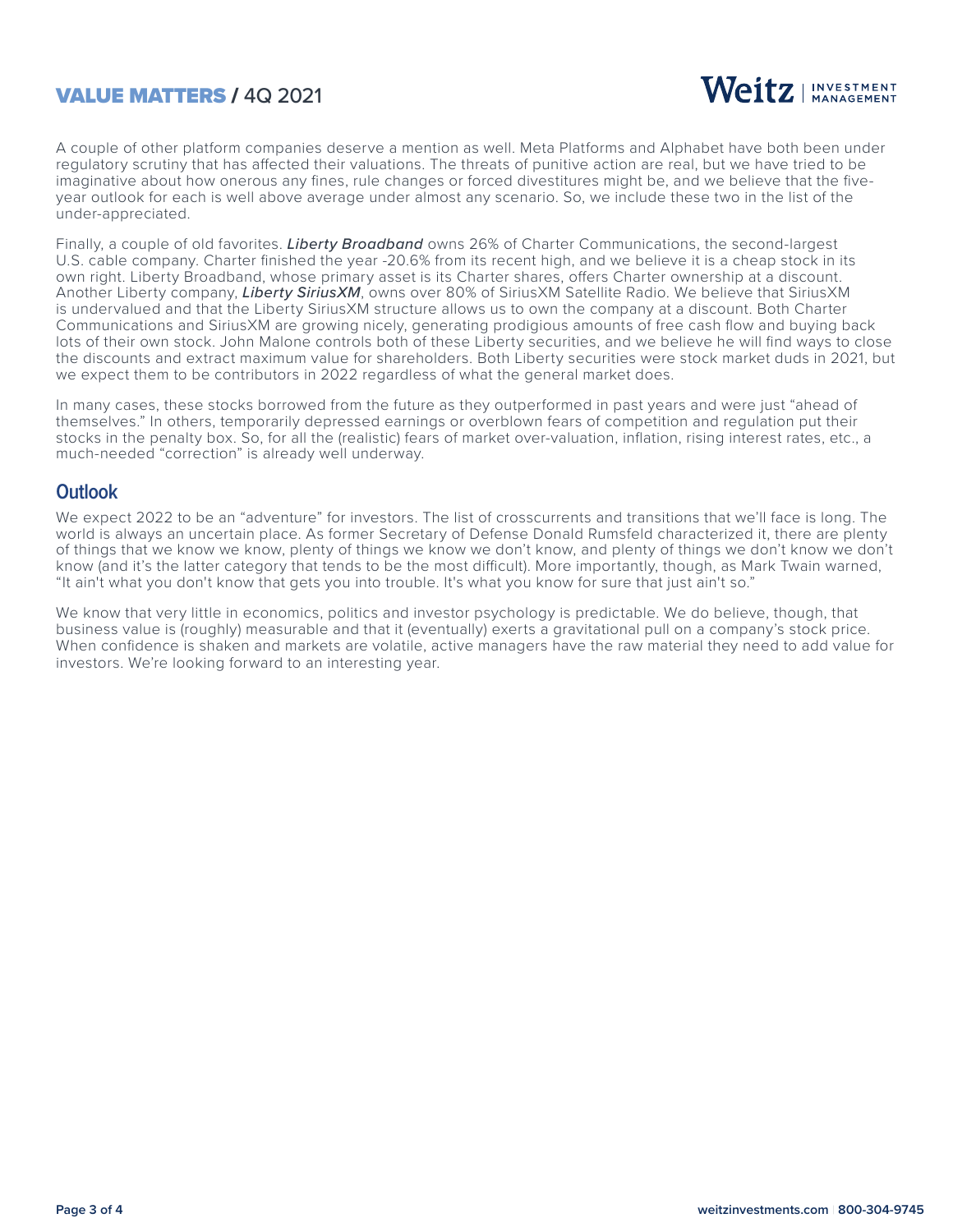A couple of other platform companies deserve a mention as well. Meta Platforms and Alphabet have both been under regulatory scrutiny that has affected their valuations. The threats of punitive action are real, but we have tried to be imaginative about how onerous any fines, rule changes or forced divestitures might be, and we believe that the five-year outlook for each is well above average under almost any scenario. So, we include these two in the list of the under-appreciated.

Finally, a couple of old favorites. ***Liberty Broadband*** owns 26% of Charter Communications, the second-largest U.S. cable company. Charter finished the year -20.6% from its recent high, and we believe it is a cheap stock in its own right. Liberty Broadband, whose primary asset is its Charter shares, offers Charter ownership at a discount. Another Liberty company, ***Liberty SiriusXM***, owns over 80% of SiriusXM Satellite Radio. We believe that SiriusXM is undervalued and that the Liberty SiriusXM structure allows us to own the company at a discount. Both Charter Communications and SiriusXM are growing nicely, generating prodigious amounts of free cash flow and buying back lots of their own stock. John Malone controls both of these Liberty securities, and we believe he will find ways to close the discounts and extract maximum value for shareholders. Both Liberty securities were stock market duds in 2021, but we expect them to be contributors in 2022 regardless of what the general market does.

In many cases, these stocks borrowed from the future as they outperformed in past years and were just "ahead of themselves." In others, temporarily depressed earnings or overblown fears of competition and regulation put their stocks in the penalty box. So, for all the (realistic) fears of market over-valuation, inflation, rising interest rates, etc., a much-needed "correction" is already well underway.

## Outlook

We expect 2022 to be an "adventure" for investors. The list of crosscurrents and transitions that we'll face is long. The world is always an uncertain place. As former Secretary of Defense Donald Rumsfeld characterized it, there are plenty of things that we know we know, plenty of things we know we don't know, and plenty of things we don't know we don't know (and it's the latter category that tends to be the most difficult). More importantly, though, as Mark Twain warned, "It ain't what you don't know that gets you into trouble. It's what you know for sure that just ain't so."

We know that very little in economics, politics and investor psychology is predictable. We do believe, though, that business value is (roughly) measurable and that it (eventually) exerts a gravitational pull on a company's stock price. When confidence is shaken and markets are volatile, active managers have the raw material they need to add value for investors. We're looking forward to an interesting year.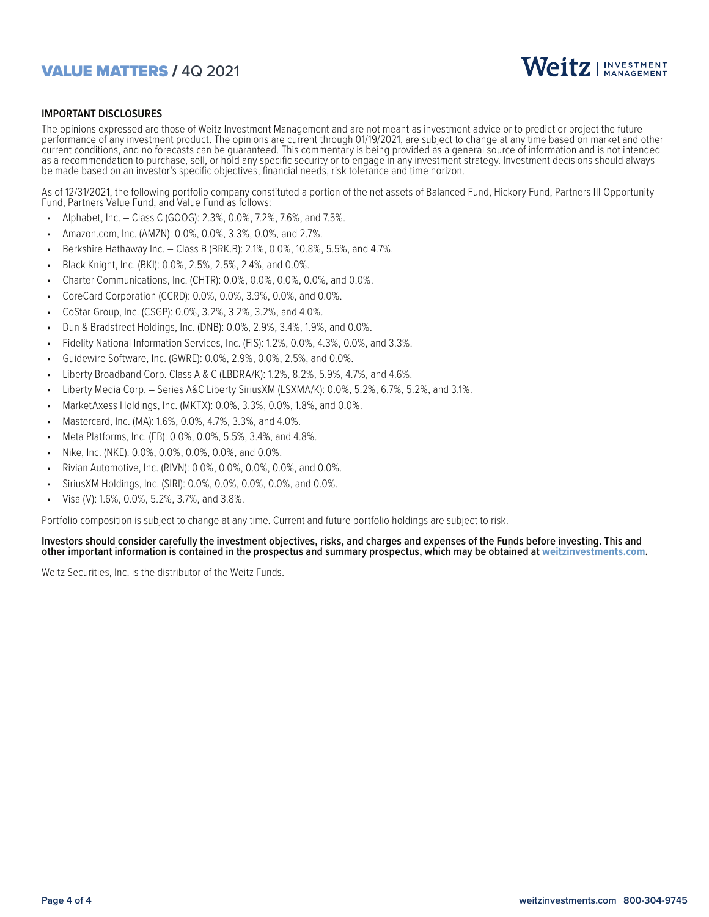## IMPORTANT DISCLOSURES

The opinions expressed are those of Weitz Investment Management and are not meant as investment advice or to predict or project the future performance of any investment product. The opinions are current through 01/19/2021, are subject to change at any time based on market and other current conditions, and no forecasts can be guaranteed. This commentary is being provided as a general source of information and is not intended as a recommendation to purchase, sell, or hold any specific security or to engage in any investment strategy. Investment decisions should always be made based on an investor's specific objectives, financial needs, risk tolerance and time horizon.

As of 12/31/2021, the following portfolio company constituted a portion of the net assets of Balanced Fund, Hickory Fund, Partners III Opportunity Fund, Partners Value Fund, and Value Fund as follows:

- Alphabet, Inc. – Class C (GOOG): 2.3%, 0.0%, 7.2%, 7.6%, and 7.5%.
- Amazon.com, Inc. (AMZN): 0.0%, 0.0%, 3.3%, 0.0%, and 2.7%.
- Berkshire Hathaway Inc. – Class B (BRK.B): 2.1%, 0.0%, 10.8%, 5.5%, and 4.7%.
- Black Knight, Inc. (BKI): 0.0%, 2.5%, 2.5%, 2.4%, and 0.0%.
- Charter Communications, Inc. (CHTR): 0.0%, 0.0%, 0.0%, 0.0%, and 0.0%.
- CoreCard Corporation (CCRD): 0.0%, 0.0%, 3.9%, 0.0%, and 0.0%.
- CoStar Group, Inc. (CSGP): 0.0%, 3.2%, 3.2%, 3.2%, and 4.0%.
- Dun & Bradstreet Holdings, Inc. (DNB): 0.0%, 2.9%, 3.4%, 1.9%, and 0.0%.
- Fidelity National Information Services, Inc. (FIS): 1.2%, 0.0%, 4.3%, 0.0%, and 3.3%.
- Guidewire Software, Inc. (GWRE): 0.0%, 2.9%, 0.0%, 2.5%, and 0.0%.
- Liberty Broadband Corp. Class A & C (LBDRA/K): 1.2%, 8.2%, 5.9%, 4.7%, and 4.6%.
- Liberty Media Corp. – Series A&C Liberty SiriusXM (LSXMA/K): 0.0%, 5.2%, 6.7%, 5.2%, and 3.1%.
- MarketAxess Holdings, Inc. (MKTX): 0.0%, 3.3%, 0.0%, 1.8%, and 0.0%.
- Mastercard, Inc. (MA): 1.6%, 0.0%, 4.7%, 3.3%, and 4.0%.
- Meta Platforms, Inc. (FB): 0.0%, 0.0%, 5.5%, 3.4%, and 4.8%.
- Nike, Inc. (NKE): 0.0%, 0.0%, 0.0%, 0.0%, and 0.0%.
- Rivian Automotive, Inc. (RIVN): 0.0%, 0.0%, 0.0%, 0.0%, and 0.0%.
- SiriusXM Holdings, Inc. (SIRI): 0.0%, 0.0%, 0.0%, 0.0%, and 0.0%.
- Visa (V): 1.6%, 0.0%, 5.2%, 3.7%, and 3.8%.

Portfolio composition is subject to change at any time. Current and future portfolio holdings are subject to risk.

**Investors should consider carefully the investment objectives, risks, and charges and expenses of the Funds before investing. This and other important information is contained in the prospectus and summary prospectus, which may be obtained at weitzinvestments.com.**

Weitz Securities, Inc. is the distributor of the Weitz Funds.